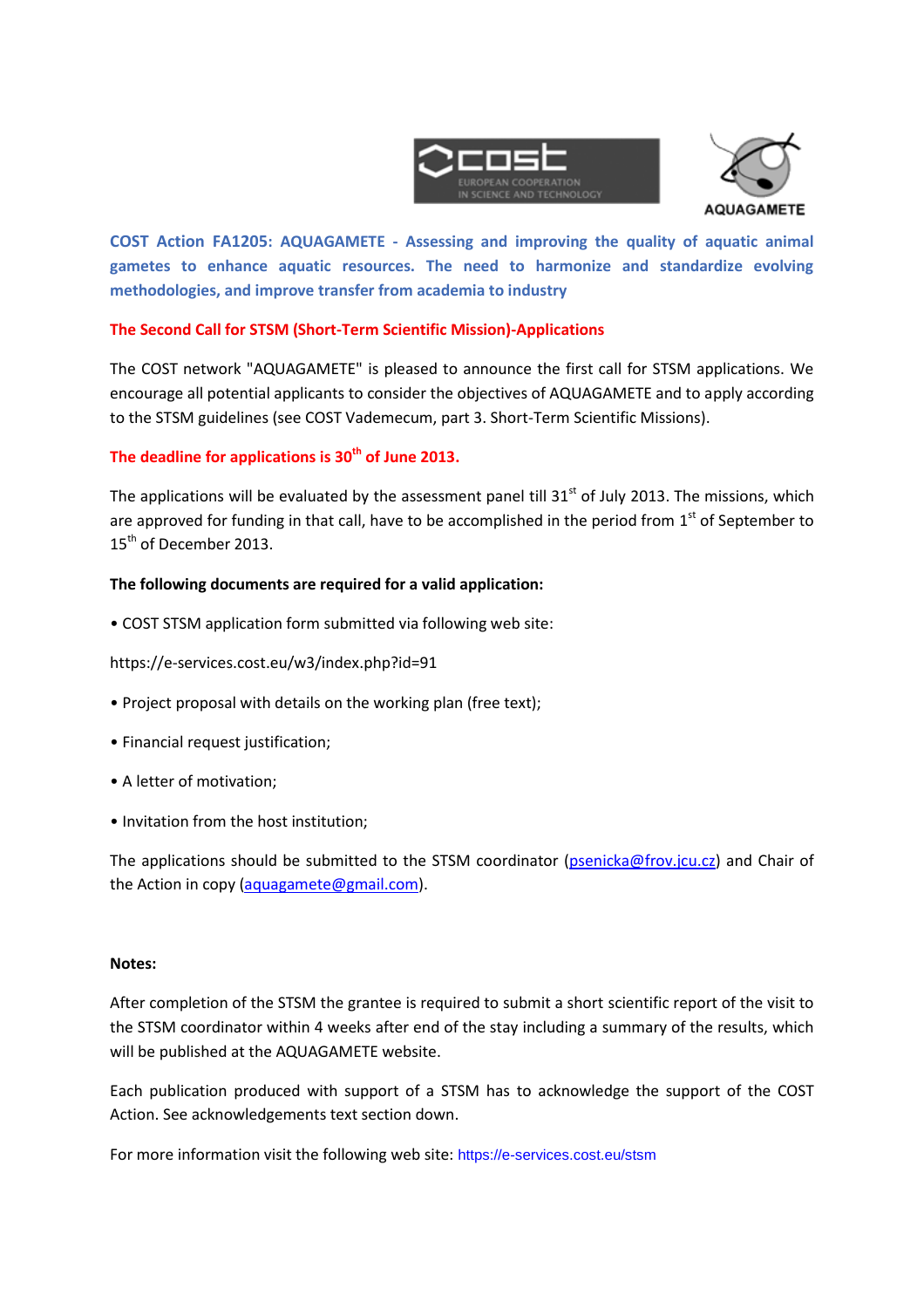COST Action FA1205: AQUAGAMETE - Assessing and improving the quality of aquatic animal gametes to enhance aquatic resources. The need to harmonize and standardize evolving methodologies, and improve transfer from academia to industry

**The Second Call for STSM (Short-Term Scientific Mission)-Applications**

The COST network "AQUAGAMETE" is pleased to announce the first call for STSM applications. We encourage all potential applicants to consider the objectives of AQUAGAMETE and to apply according to the STSM guidelines (see COST Vademecum, part 3. Short-Term Scientific Missions).

**The deadline for applications is 30th of June 2013.**

The applications will be evaluated by the assessment panel till 31st of July 2013. The missions, which are approved for funding in that call, have to be accomplished in the period from 1st of September to 15th of December 2013.

**The following documents are required for a valid application:**

- COST STSM application form submitted via following web site:

https://e-services.cost.eu/w3/index.php?id=91

- Project proposal with details on the working plan (free text);
- Financial request justification;
- A letter of motivation;
- Invitation from the host institution;

The applications should be submitted to the STSM coordinator (psenicka@frov.jcu.cz) and Chair of the Action in copy (aquagamete@gmail.com).

**Notes:**

After completion of the STSM the grantee is required to submit a short scientific report of the visit to the STSM coordinator within 4 weeks after end of the stay including a summary of the results, which will be published at the AQUAGAMETE website.

Each publication produced with support of a STSM has to acknowledge the support of the COST Action. See acknowledgements text section down.

For more information visit the following web site: https://e-services.cost.eu/stsm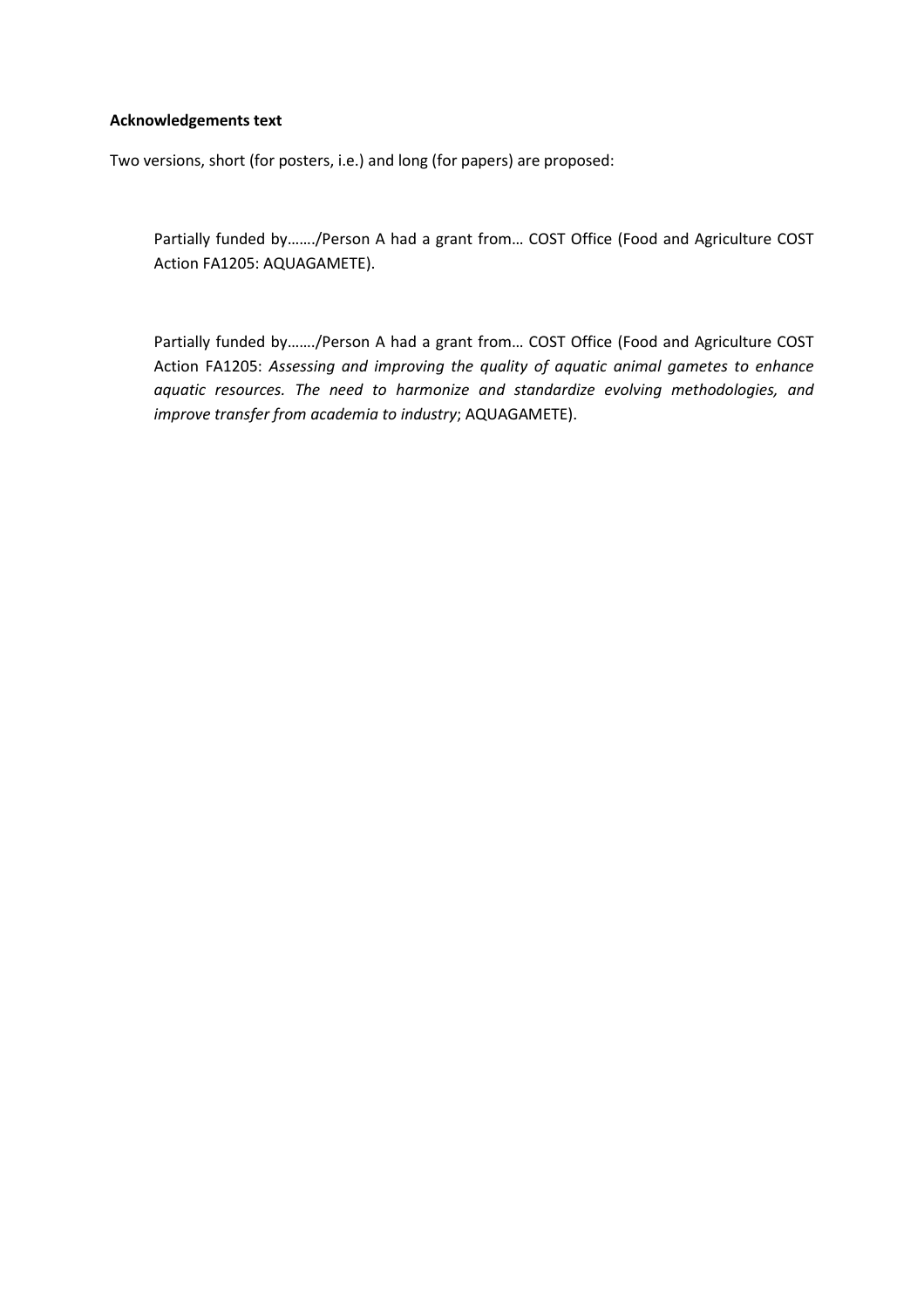**Acknowledgements text**

Two versions, short (for posters, i.e.) and long (for papers) are proposed:

> Partially funded by……./Person A had a grant from… COST Office (Food and Agriculture COST Action FA1205: AQUAGAMETE).

> Partially funded by……./Person A had a grant from… COST Office (Food and Agriculture COST Action FA1205: *Assessing and improving the quality of aquatic animal gametes to enhance aquatic resources. The need to harmonize and standardize evolving methodologies, and improve transfer from academia to industry*; AQUAGAMETE).